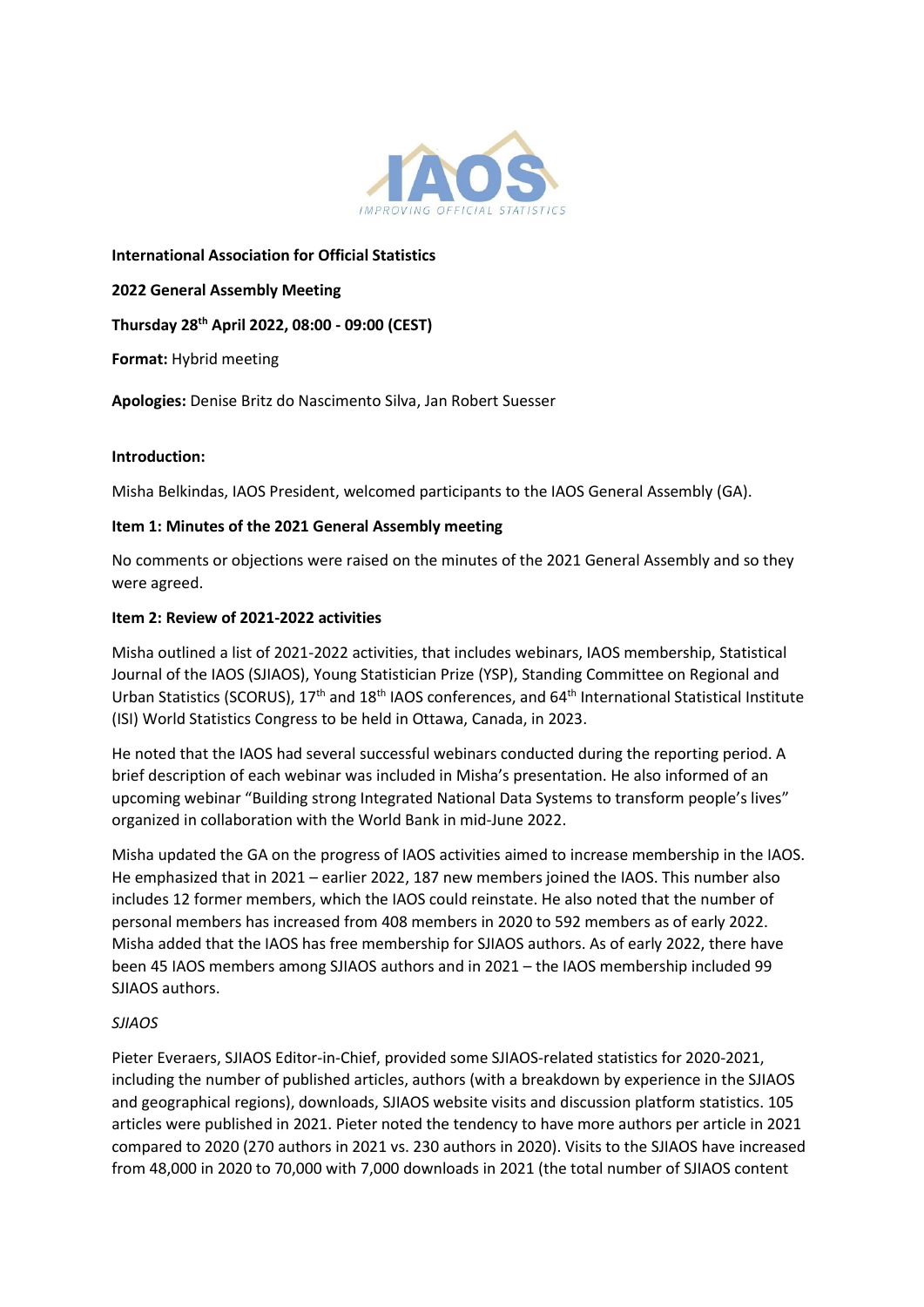**International Association for Official Statistics**

**2022 General Assembly Meeting**

**Thursday 28th April 2022, 08:00 - 09:00 (CEST)**

**Format:** Hybrid meeting

**Apologies:** Denise Britz do Nascimento Silva, Jan Robert Suesser

**Introduction:**

Misha Belkindas, IAOS President, welcomed participants to the IAOS General Assembly (GA).

**Item 1: Minutes of the 2021 General Assembly meeting**

No comments or objections were raised on the minutes of the 2021 General Assembly and so they were agreed.

**Item 2: Review of 2021-2022 activities**

Misha outlined a list of 2021-2022 activities, that includes webinars, IAOS membership, Statistical Journal of the IAOS (SJIAOS), Young Statistician Prize (YSP), Standing Committee on Regional and Urban Statistics (SCORUS), 17th and 18th IAOS conferences, and 64th International Statistical Institute (ISI) World Statistics Congress to be held in Ottawa, Canada, in 2023.

He noted that the IAOS had several successful webinars conducted during the reporting period. A brief description of each webinar was included in Misha's presentation. He also informed of an upcoming webinar "Building strong Integrated National Data Systems to transform people's lives" organized in collaboration with the World Bank in mid-June 2022.

Misha updated the GA on the progress of IAOS activities aimed to increase membership in the IAOS. He emphasized that in 2021 – earlier 2022, 187 new members joined the IAOS. This number also includes 12 former members, which the IAOS could reinstate. He also noted that the number of personal members has increased from 408 members in 2020 to 592 members as of early 2022. Misha added that the IAOS has free membership for SJIAOS authors. As of early 2022, there have been 45 IAOS members among SJIAOS authors and in 2021 – the IAOS membership included 99 SJIAOS authors.

*SJIAOS*

Pieter Everaers, SJIAOS Editor-in-Chief, provided some SJIAOS-related statistics for 2020-2021, including the number of published articles, authors (with a breakdown by experience in the SJIAOS and geographical regions), downloads, SJIAOS website visits and discussion platform statistics. 105 articles were published in 2021. Pieter noted the tendency to have more authors per article in 2021 compared to 2020 (270 authors in 2021 vs. 230 authors in 2020). Visits to the SJIAOS have increased from 48,000 in 2020 to 70,000 with 7,000 downloads in 2021 (the total number of SJIAOS content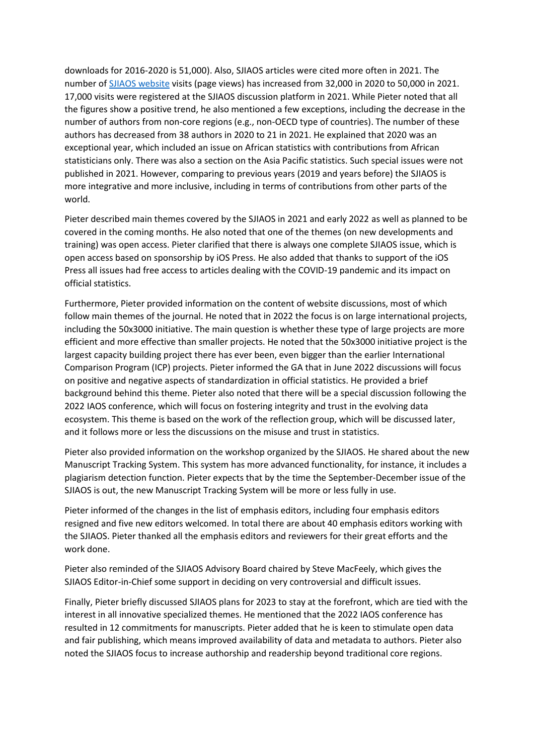downloads for 2016-2020 is 51,000). Also, SJIAOS articles were cited more often in 2021. The number of [SJIAOS website](#) visits (page views) has increased from 32,000 in 2020 to 50,000 in 2021. 17,000 visits were registered at the SJIAOS discussion platform in 2021. While Pieter noted that all the figures show a positive trend, he also mentioned a few exceptions, including the decrease in the number of authors from non-core regions (e.g., non-OECD type of countries). The number of these authors has decreased from 38 authors in 2020 to 21 in 2021. He explained that 2020 was an exceptional year, which included an issue on African statistics with contributions from African statisticians only. There was also a section on the Asia Pacific statistics. Such special issues were not published in 2021. However, comparing to previous years (2019 and years before) the SJIAOS is more integrative and more inclusive, including in terms of contributions from other parts of the world.

Pieter described main themes covered by the SJIAOS in 2021 and early 2022 as well as planned to be covered in the coming months. He also noted that one of the themes (on new developments and training) was open access. Pieter clarified that there is always one complete SJIAOS issue, which is open access based on sponsorship by iOS Press. He also added that thanks to support of the iOS Press all issues had free access to articles dealing with the COVID-19 pandemic and its impact on official statistics.

Furthermore, Pieter provided information on the content of website discussions, most of which follow main themes of the journal. He noted that in 2022 the focus is on large international projects, including the 50x3000 initiative. The main question is whether these type of large projects are more efficient and more effective than smaller projects. He noted that the 50x3000 initiative project is the largest capacity building project there has ever been, even bigger than the earlier International Comparison Program (ICP) projects. Pieter informed the GA that in June 2022 discussions will focus on positive and negative aspects of standardization in official statistics. He provided a brief background behind this theme. Pieter also noted that there will be a special discussion following the 2022 IAOS conference, which will focus on fostering integrity and trust in the evolving data ecosystem. This theme is based on the work of the reflection group, which will be discussed later, and it follows more or less the discussions on the misuse and trust in statistics.

Pieter also provided information on the workshop organized by the SJIAOS. He shared about the new Manuscript Tracking System. This system has more advanced functionality, for instance, it includes a plagiarism detection function. Pieter expects that by the time the September-December issue of the SJIAOS is out, the new Manuscript Tracking System will be more or less fully in use.

Pieter informed of the changes in the list of emphasis editors, including four emphasis editors resigned and five new editors welcomed. In total there are about 40 emphasis editors working with the SJIAOS. Pieter thanked all the emphasis editors and reviewers for their great efforts and the work done.

Pieter also reminded of the SJIAOS Advisory Board chaired by Steve MacFeely, which gives the SJIAOS Editor-in-Chief some support in deciding on very controversial and difficult issues.

Finally, Pieter briefly discussed SJIAOS plans for 2023 to stay at the forefront, which are tied with the interest in all innovative specialized themes. He mentioned that the 2022 IAOS conference has resulted in 12 commitments for manuscripts. Pieter added that he is keen to stimulate open data and fair publishing, which means improved availability of data and metadata to authors. Pieter also noted the SJIAOS focus to increase authorship and readership beyond traditional core regions.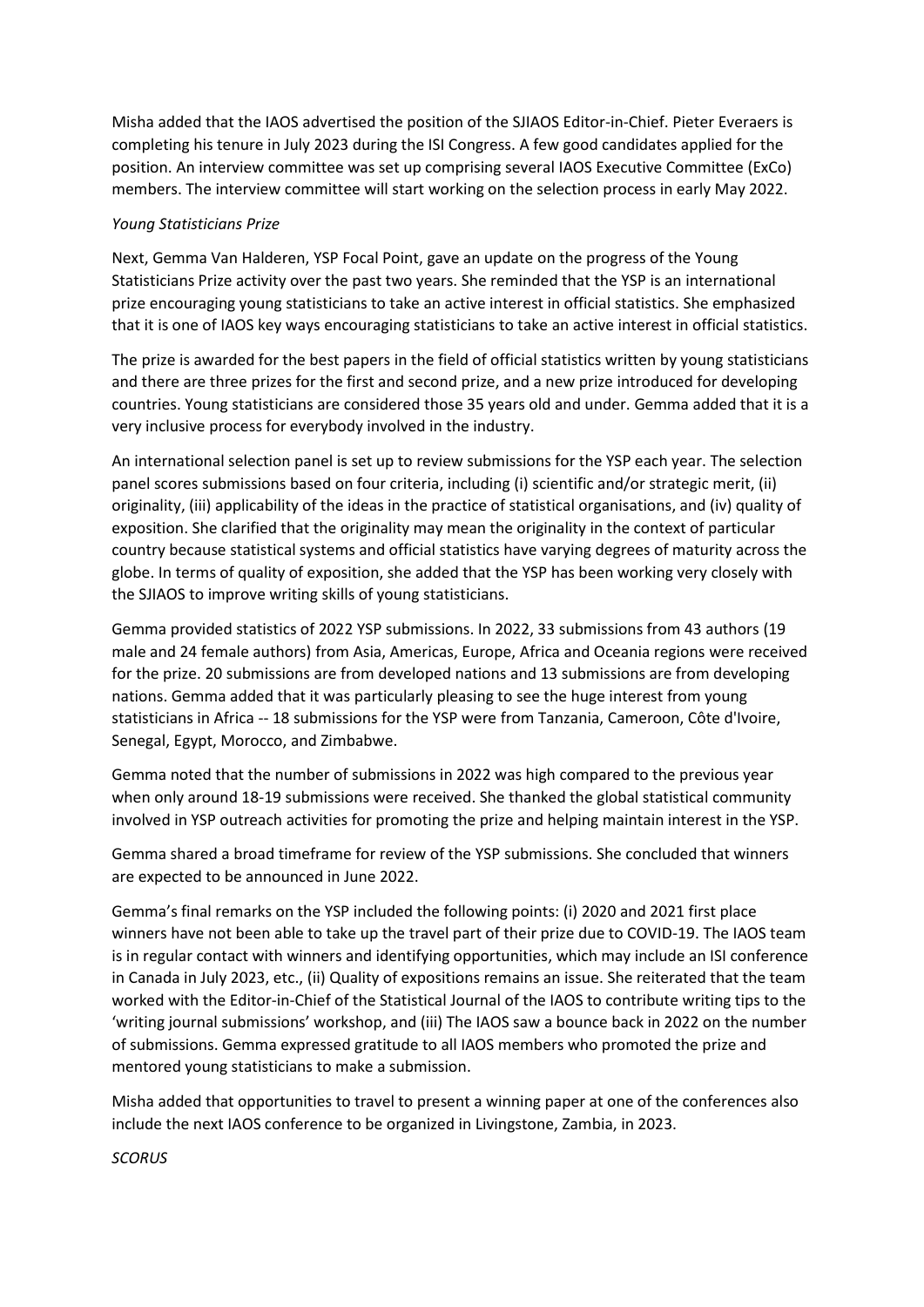Misha added that the IAOS advertised the position of the SJIAOS Editor-in-Chief. Pieter Everaers is completing his tenure in July 2023 during the ISI Congress. A few good candidates applied for the position. An interview committee was set up comprising several IAOS Executive Committee (ExCo) members. The interview committee will start working on the selection process in early May 2022.

*Young Statisticians Prize*

Next, Gemma Van Halderen, YSP Focal Point, gave an update on the progress of the Young Statisticians Prize activity over the past two years. She reminded that the YSP is an international prize encouraging young statisticians to take an active interest in official statistics. She emphasized that it is one of IAOS key ways encouraging statisticians to take an active interest in official statistics.

The prize is awarded for the best papers in the field of official statistics written by young statisticians and there are three prizes for the first and second prize, and a new prize introduced for developing countries. Young statisticians are considered those 35 years old and under. Gemma added that it is a very inclusive process for everybody involved in the industry.

An international selection panel is set up to review submissions for the YSP each year. The selection panel scores submissions based on four criteria, including (i) scientific and/or strategic merit, (ii) originality, (iii) applicability of the ideas in the practice of statistical organisations, and (iv) quality of exposition. She clarified that the originality may mean the originality in the context of particular country because statistical systems and official statistics have varying degrees of maturity across the globe. In terms of quality of exposition, she added that the YSP has been working very closely with the SJIAOS to improve writing skills of young statisticians.

Gemma provided statistics of 2022 YSP submissions. In 2022, 33 submissions from 43 authors (19 male and 24 female authors) from Asia, Americas, Europe, Africa and Oceania regions were received for the prize. 20 submissions are from developed nations and 13 submissions are from developing nations. Gemma added that it was particularly pleasing to see the huge interest from young statisticians in Africa -- 18 submissions for the YSP were from Tanzania, Cameroon, Côte d'Ivoire, Senegal, Egypt, Morocco, and Zimbabwe.

Gemma noted that the number of submissions in 2022 was high compared to the previous year when only around 18-19 submissions were received. She thanked the global statistical community involved in YSP outreach activities for promoting the prize and helping maintain interest in the YSP.

Gemma shared a broad timeframe for review of the YSP submissions. She concluded that winners are expected to be announced in June 2022.

Gemma's final remarks on the YSP included the following points: (i) 2020 and 2021 first place winners have not been able to take up the travel part of their prize due to COVID-19. The IAOS team is in regular contact with winners and identifying opportunities, which may include an ISI conference in Canada in July 2023, etc., (ii) Quality of expositions remains an issue. She reiterated that the team worked with the Editor-in-Chief of the Statistical Journal of the IAOS to contribute writing tips to the 'writing journal submissions' workshop, and (iii) The IAOS saw a bounce back in 2022 on the number of submissions. Gemma expressed gratitude to all IAOS members who promoted the prize and mentored young statisticians to make a submission.

Misha added that opportunities to travel to present a winning paper at one of the conferences also include the next IAOS conference to be organized in Livingstone, Zambia, in 2023.

*SCORUS*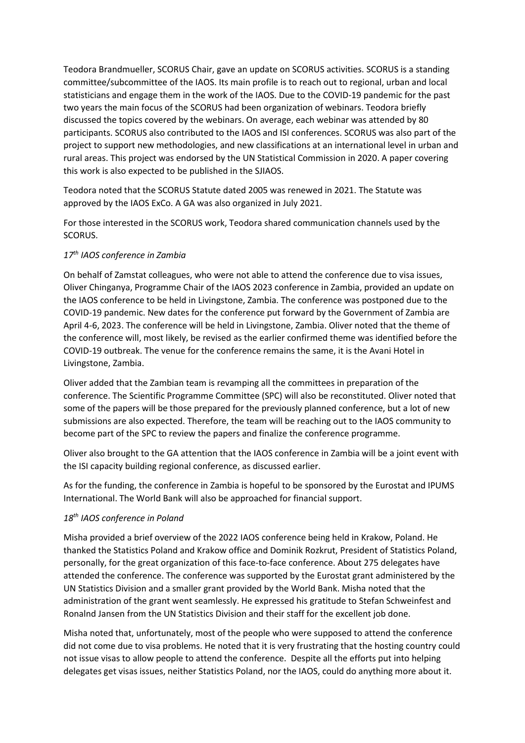Teodora Brandmueller, SCORUS Chair, gave an update on SCORUS activities. SCORUS is a standing committee/subcommittee of the IAOS. Its main profile is to reach out to regional, urban and local statisticians and engage them in the work of the IAOS. Due to the COVID-19 pandemic for the past two years the main focus of the SCORUS had been organization of webinars. Teodora briefly discussed the topics covered by the webinars. On average, each webinar was attended by 80 participants. SCORUS also contributed to the IAOS and ISI conferences. SCORUS was also part of the project to support new methodologies, and new classifications at an international level in urban and rural areas. This project was endorsed by the UN Statistical Commission in 2020. A paper covering this work is also expected to be published in the SJIAOS.

Teodora noted that the SCORUS Statute dated 2005 was renewed in 2021. The Statute was approved by the IAOS ExCo. A GA was also organized in July 2021.

For those interested in the SCORUS work, Teodora shared communication channels used by the SCORUS.

*17th IAOS conference in Zambia*

On behalf of Zamstat colleagues, who were not able to attend the conference due to visa issues, Oliver Chinganya, Programme Chair of the IAOS 2023 conference in Zambia, provided an update on the IAOS conference to be held in Livingstone, Zambia. The conference was postponed due to the COVID-19 pandemic. New dates for the conference put forward by the Government of Zambia are April 4-6, 2023. The conference will be held in Livingstone, Zambia. Oliver noted that the theme of the conference will, most likely, be revised as the earlier confirmed theme was identified before the COVID-19 outbreak. The venue for the conference remains the same, it is the Avani Hotel in Livingstone, Zambia.

Oliver added that the Zambian team is revamping all the committees in preparation of the conference. The Scientific Programme Committee (SPC) will also be reconstituted. Oliver noted that some of the papers will be those prepared for the previously planned conference, but a lot of new submissions are also expected. Therefore, the team will be reaching out to the IAOS community to become part of the SPC to review the papers and finalize the conference programme.

Oliver also brought to the GA attention that the IAOS conference in Zambia will be a joint event with the ISI capacity building regional conference, as discussed earlier.

As for the funding, the conference in Zambia is hopeful to be sponsored by the Eurostat and IPUMS International. The World Bank will also be approached for financial support.

*18th IAOS conference in Poland*

Misha provided a brief overview of the 2022 IAOS conference being held in Krakow, Poland. He thanked the Statistics Poland and Krakow office and Dominik Rozkrut, President of Statistics Poland, personally, for the great organization of this face-to-face conference. About 275 delegates have attended the conference. The conference was supported by the Eurostat grant administered by the UN Statistics Division and a smaller grant provided by the World Bank. Misha noted that the administration of the grant went seamlessly. He expressed his gratitude to Stefan Schweinfest and Ronalnd Jansen from the UN Statistics Division and their staff for the excellent job done.

Misha noted that, unfortunately, most of the people who were supposed to attend the conference did not come due to visa problems. He noted that it is very frustrating that the hosting country could not issue visas to allow people to attend the conference. Despite all the efforts put into helping delegates get visas issues, neither Statistics Poland, nor the IAOS, could do anything more about it.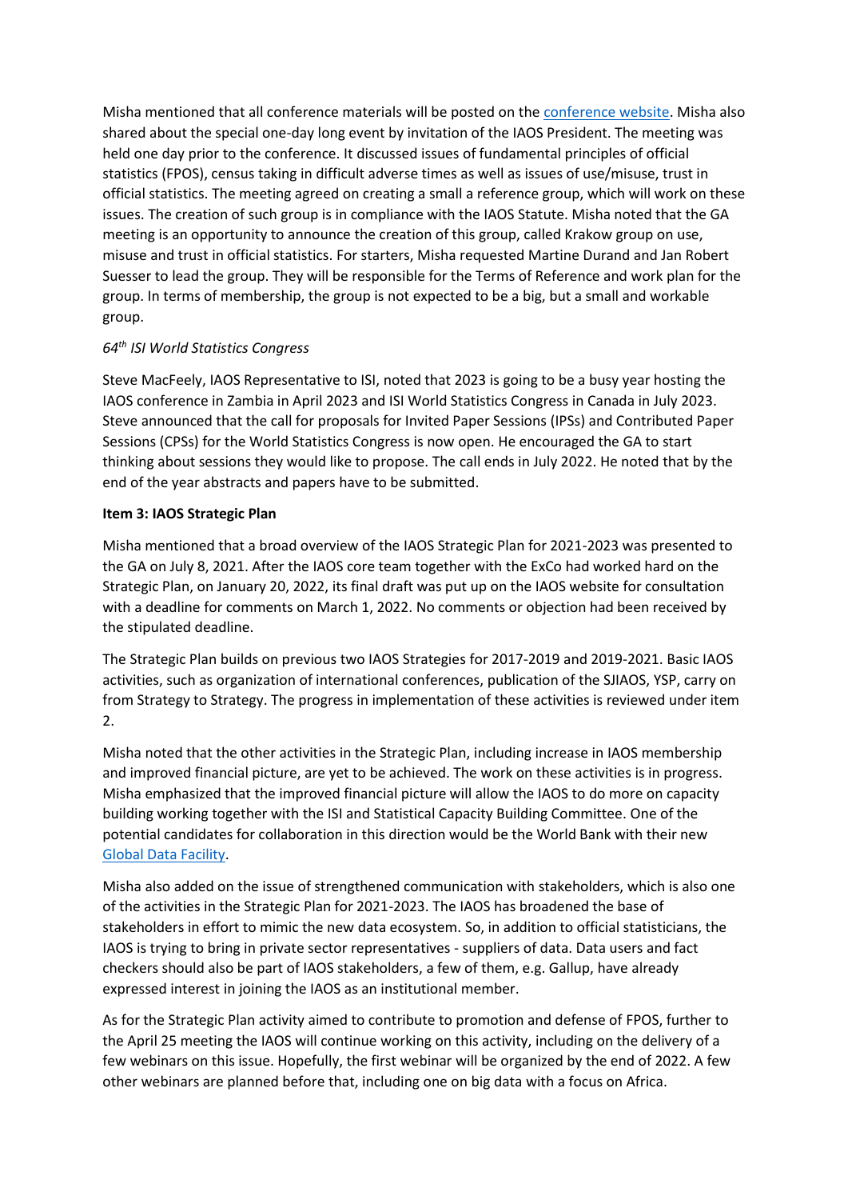Misha mentioned that all conference materials will be posted on the [conference website](). Misha also shared about the special one-day long event by invitation of the IAOS President. The meeting was held one day prior to the conference. It discussed issues of fundamental principles of official statistics (FPOS), census taking in difficult adverse times as well as issues of use/misuse, trust in official statistics. The meeting agreed on creating a small a reference group, which will work on these issues. The creation of such group is in compliance with the IAOS Statute. Misha noted that the GA meeting is an opportunity to announce the creation of this group, called Krakow group on use, misuse and trust in official statistics. For starters, Misha requested Martine Durand and Jan Robert Suesser to lead the group. They will be responsible for the Terms of Reference and work plan for the group. In terms of membership, the group is not expected to be a big, but a small and workable group.

*64th ISI World Statistics Congress*

Steve MacFeely, IAOS Representative to ISI, noted that 2023 is going to be a busy year hosting the IAOS conference in Zambia in April 2023 and ISI World Statistics Congress in Canada in July 2023. Steve announced that the call for proposals for Invited Paper Sessions (IPSs) and Contributed Paper Sessions (CPSs) for the World Statistics Congress is now open. He encouraged the GA to start thinking about sessions they would like to propose. The call ends in July 2022. He noted that by the end of the year abstracts and papers have to be submitted.

**Item 3: IAOS Strategic Plan**

Misha mentioned that a broad overview of the IAOS Strategic Plan for 2021-2023 was presented to the GA on July 8, 2021. After the IAOS core team together with the ExCo had worked hard on the Strategic Plan, on January 20, 2022, its final draft was put up on the IAOS website for consultation with a deadline for comments on March 1, 2022. No comments or objection had been received by the stipulated deadline.

The Strategic Plan builds on previous two IAOS Strategies for 2017-2019 and 2019-2021. Basic IAOS activities, such as organization of international conferences, publication of the SJIAOS, YSP, carry on from Strategy to Strategy. The progress in implementation of these activities is reviewed under item 2.

Misha noted that the other activities in the Strategic Plan, including increase in IAOS membership and improved financial picture, are yet to be achieved. The work on these activities is in progress. Misha emphasized that the improved financial picture will allow the IAOS to do more on capacity building working together with the ISI and Statistical Capacity Building Committee. One of the potential candidates for collaboration in this direction would be the World Bank with their new [Global Data Facility]().

Misha also added on the issue of strengthened communication with stakeholders, which is also one of the activities in the Strategic Plan for 2021-2023. The IAOS has broadened the base of stakeholders in effort to mimic the new data ecosystem. So, in addition to official statisticians, the IAOS is trying to bring in private sector representatives - suppliers of data. Data users and fact checkers should also be part of IAOS stakeholders, a few of them, e.g. Gallup, have already expressed interest in joining the IAOS as an institutional member.

As for the Strategic Plan activity aimed to contribute to promotion and defense of FPOS, further to the April 25 meeting the IAOS will continue working on this activity, including on the delivery of a few webinars on this issue. Hopefully, the first webinar will be organized by the end of 2022. A few other webinars are planned before that, including one on big data with a focus on Africa.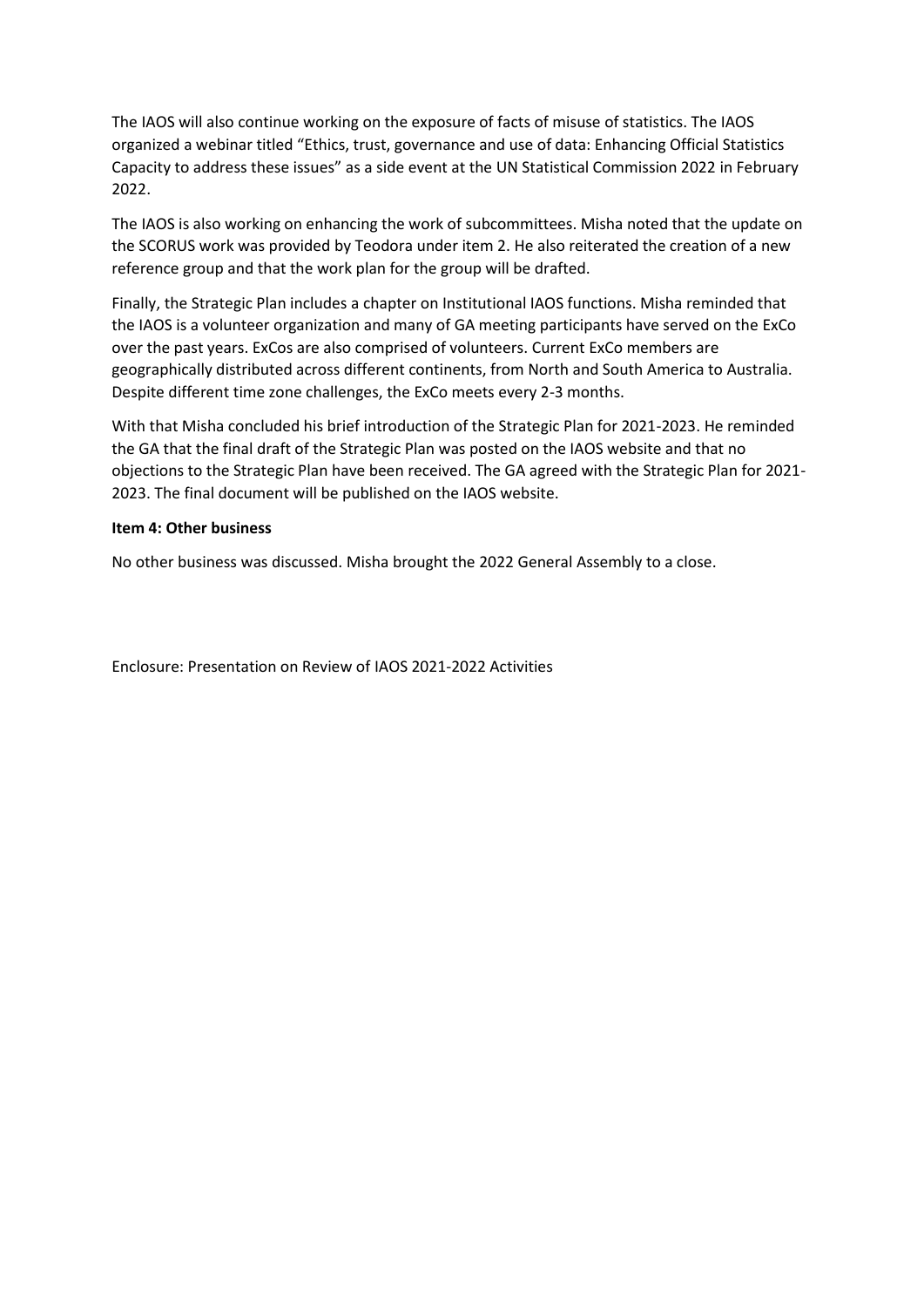The IAOS will also continue working on the exposure of facts of misuse of statistics. The IAOS organized a webinar titled "Ethics, trust, governance and use of data: Enhancing Official Statistics Capacity to address these issues" as a side event at the UN Statistical Commission 2022 in February 2022.

The IAOS is also working on enhancing the work of subcommittees. Misha noted that the update on the SCORUS work was provided by Teodora under item 2. He also reiterated the creation of a new reference group and that the work plan for the group will be drafted.

Finally, the Strategic Plan includes a chapter on Institutional IAOS functions. Misha reminded that the IAOS is a volunteer organization and many of GA meeting participants have served on the ExCo over the past years. ExCos are also comprised of volunteers. Current ExCo members are geographically distributed across different continents, from North and South America to Australia. Despite different time zone challenges, the ExCo meets every 2-3 months.

With that Misha concluded his brief introduction of the Strategic Plan for 2021-2023. He reminded the GA that the final draft of the Strategic Plan was posted on the IAOS website and that no objections to the Strategic Plan have been received. The GA agreed with the Strategic Plan for 2021-2023. The final document will be published on the IAOS website.

**Item 4: Other business**

No other business was discussed. Misha brought the 2022 General Assembly to a close.

Enclosure: Presentation on Review of IAOS 2021-2022 Activities